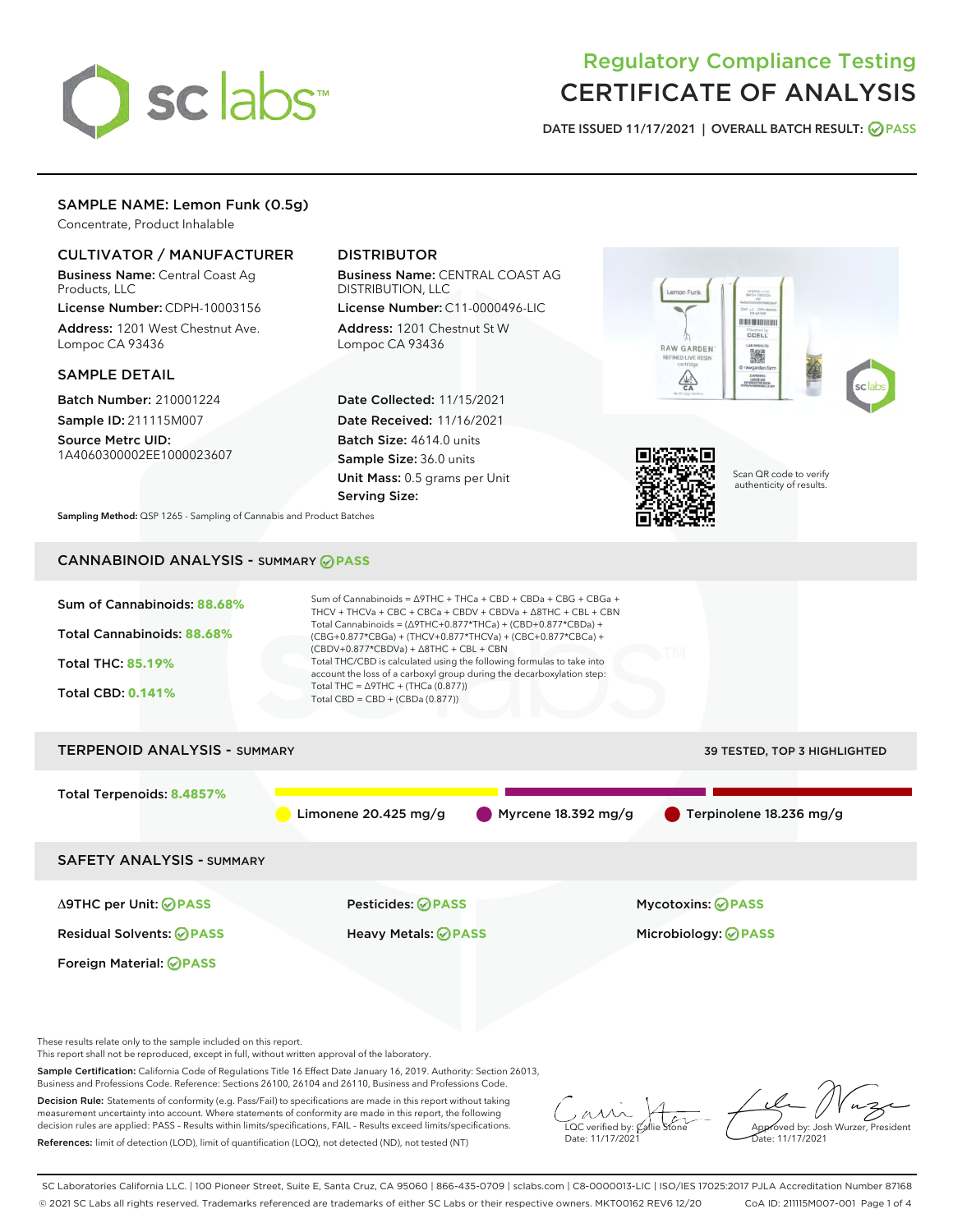# Regulatory Compliance Testing
# CERTIFICATE OF ANALYSIS

DATE ISSUED 11/17/2021 | OVERALL BATCH RESULT: PASS

## SAMPLE NAME: Lemon Funk (0.5g)

Concentrate, Product Inhalable

### CULTIVATOR / MANUFACTURER

**Business Name:** Central Coast Ag Products, LLC

**License Number:** CDPH-10003156

**Address:** 1201 West Chestnut Ave. Lompoc CA 93436

### DISTRIBUTOR

**Business Name:** CENTRAL COAST AG DISTRIBUTION, LLC

**License Number:** C11-0000496-LIC

**Address:** 1201 Chestnut St W Lompoc CA 93436

### SAMPLE DETAIL

**Batch Number:** 210001224

**Sample ID:** 211115M007

**Source Metrc UID:** 1A4060300002EE1000023607

**Date Collected:** 11/15/2021

**Date Received:** 11/16/2021

**Batch Size:** 4614.0 units

**Sample Size:** 36.0 units

**Unit Mass:** 0.5 grams per Unit

**Serving Size:**

Scan QR code to verify authenticity of results.

**Sampling Method:** QSP 1265 - Sampling of Cannabis and Product Batches

## CANNABINOID ANALYSIS - SUMMARY PASS

Sum of Cannabinoids: **88.68%**

Total Cannabinoids: **88.68%**

Total THC: **85.19%**

Total CBD: **0.141%**

Sum of Cannabinoids = Δ9THC + THCa + CBD + CBDa + CBG + CBGa + THCV + THCVa + CBC + CBCa + CBDV + CBDVa + Δ8THC + CBL + CBN

Total Cannabinoids = (Δ9THC+0.877*THCa) + (CBD+0.877*CBDa) + (CBG+0.877*CBGa) + (THCV+0.877*THCVa) + (CBC+0.877*CBCa) + (CBDV+0.877*CBDVa) + Δ8THC + CBL + CBN

Total THC/CBD is calculated using the following formulas to take into account the loss of a carboxyl group during the decarboxylation step:

Total THC = Δ9THC + (THCa (0.877))

Total CBD = CBD + (CBDa (0.877))

## TERPENOID ANALYSIS - SUMMARY

39 TESTED, TOP 3 HIGHLIGHTED

Total Terpenoids: **8.4857%**

Limonene 20.425 mg/g | Myrcene 18.392 mg/g | Terpinolene 18.236 mg/g

## SAFETY ANALYSIS - SUMMARY

| | | |
|---|---|---|
| Δ9THC per Unit: PASS | Pesticides: PASS | Mycotoxins: PASS |
| Residual Solvents: PASS | Heavy Metals: PASS | Microbiology: PASS |
| Foreign Material: PASS | | |

These results relate only to the sample included on this report.

This report shall not be reproduced, except in full, without written approval of the laboratory.

**Sample Certification:** California Code of Regulations Title 16 Effect Date January 16, 2019. Authority: Section 26013, Business and Professions Code. Reference: Sections 26100, 26104 and 26110, Business and Professions Code.

**Decision Rule:** Statements of conformity (e.g. Pass/Fail) to specifications are made in this report without taking measurement uncertainty into account. Where statements of conformity are made in this report, the following decision rules are applied: PASS – Results within limits/specifications, FAIL – Results exceed limits/specifications.

**References:** limit of detection (LOD), limit of quantification (LOQ), not detected (ND), not tested (NT)

LQC verified by: Callie Stone
Date: 11/17/2021

Approved by: Josh Wurzer, President
Date: 11/17/2021

SC Laboratories California LLC. | 100 Pioneer Street, Suite E, Santa Cruz, CA 95060 | 866-435-0709 | sclabs.com | C8-0000013-LIC | ISO/IES 17025:2017 PJLA Accreditation Number 87168
© 2021 SC Labs all rights reserved. Trademarks referenced are trademarks of either SC Labs or their respective owners. MKT00162 REV6 12/20 CoA ID: 211115M007-001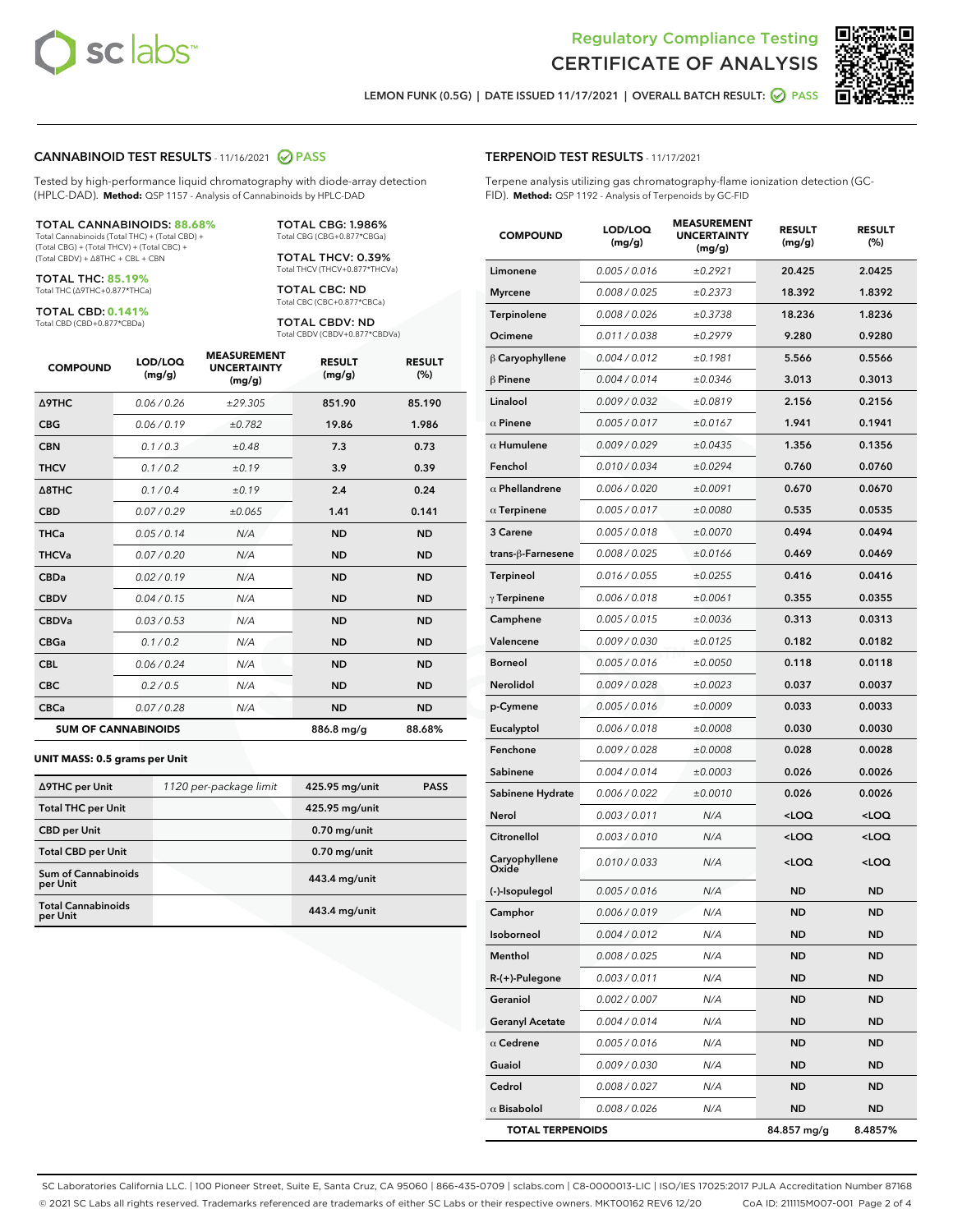Regulatory Compliance Testing
# CERTIFICATE OF ANALYSIS

LEMON FUNK (0.5G) | DATE ISSUED 11/17/2021 | OVERALL BATCH RESULT: PASS

## CANNABINOID TEST RESULTS - 11/16/2021 PASS

Tested by high-performance liquid chromatography with diode-array detection (HPLC-DAD). **Method:** QSP 1157 - Analysis of Cannabinoids by HPLC-DAD

**TOTAL CANNABINOIDS: 88.68%**
Total Cannabinoids (Total THC) + (Total CBD) + (Total CBG) + (Total THCV) + (Total CBC) + (Total CBDV) + Δ8THC + CBL + CBN

**TOTAL THC: 85.19%**
Total THC (Δ9THC+0.877*THCa)

**TOTAL CBD: 0.141%**
Total CBD (CBD+0.877*CBDa)

**TOTAL CBG: 1.986%**
Total CBG (CBG+0.877*CBGa)

**TOTAL THCV: 0.39%**
Total THCV (THCV+0.877*THCVa)

**TOTAL CBC: ND**
Total CBC (CBC+0.877*CBCa)

**TOTAL CBDV: ND**
Total CBDV (CBDV+0.877*CBDVa)

| COMPOUND | LOD/LOQ (mg/g) | MEASUREMENT UNCERTAINTY (mg/g) | RESULT (mg/g) | RESULT (%) |
|---|---|---|---|---|
| Δ9THC | 0.06 / 0.26 | ±29.305 | 851.90 | 85.190 |
| CBG | 0.06 / 0.19 | ±0.782 | 19.86 | 1.986 |
| CBN | 0.1 / 0.3 | ±0.48 | 7.3 | 0.73 |
| THCV | 0.1 / 0.2 | ±0.19 | 3.9 | 0.39 |
| Δ8THC | 0.1 / 0.4 | ±0.19 | 2.4 | 0.24 |
| CBD | 0.07 / 0.29 | ±0.065 | 1.41 | 0.141 |
| THCa | 0.05 / 0.14 | N/A | ND | ND |
| THCVa | 0.07 / 0.20 | N/A | ND | ND |
| CBDa | 0.02 / 0.19 | N/A | ND | ND |
| CBDV | 0.04 / 0.15 | N/A | ND | ND |
| CBDVa | 0.03 / 0.53 | N/A | ND | ND |
| CBGa | 0.1 / 0.2 | N/A | ND | ND |
| CBL | 0.06 / 0.24 | N/A | ND | ND |
| CBC | 0.2 / 0.5 | N/A | ND | ND |
| CBCa | 0.07 / 0.28 | N/A | ND | ND |
| **SUM OF CANNABINOIDS** | | | 886.8 mg/g | 88.68% |

**UNIT MASS: 0.5 grams per Unit**

| | | | |
|---|---|---|---|
| Δ9THC per Unit | 1120 per-package limit | 425.95 mg/unit | PASS |
| Total THC per Unit | | 425.95 mg/unit | |
| CBD per Unit | | 0.70 mg/unit | |
| Total CBD per Unit | | 0.70 mg/unit | |
| Sum of Cannabinoids per Unit | | 443.4 mg/unit | |
| Total Cannabinoids per Unit | | 443.4 mg/unit | |

## TERPENOID TEST RESULTS - 11/17/2021

Terpene analysis utilizing gas chromatography-flame ionization detection (GC-FID). **Method:** QSP 1192 - Analysis of Terpenoids by GC-FID

| COMPOUND | LOD/LOQ (mg/g) | MEASUREMENT UNCERTAINTY (mg/g) | RESULT (mg/g) | RESULT (%) |
|---|---|---|---|---|
| Limonene | 0.005 / 0.016 | ±0.2921 | 20.425 | 2.0425 |
| Myrcene | 0.008 / 0.025 | ±0.2373 | 18.392 | 1.8392 |
| Terpinolene | 0.008 / 0.026 | ±0.3738 | 18.236 | 1.8236 |
| Ocimene | 0.011 / 0.038 | ±0.2979 | 9.280 | 0.9280 |
| β Caryophyllene | 0.004 / 0.012 | ±0.1981 | 5.566 | 0.5566 |
| β Pinene | 0.004 / 0.014 | ±0.0346 | 3.013 | 0.3013 |
| Linalool | 0.009 / 0.032 | ±0.0819 | 2.156 | 0.2156 |
| α Pinene | 0.005 / 0.017 | ±0.0167 | 1.941 | 0.1941 |
| α Humulene | 0.009 / 0.029 | ±0.0435 | 1.356 | 0.1356 |
| Fenchol | 0.010 / 0.034 | ±0.0294 | 0.760 | 0.0760 |
| α Phellandrene | 0.006 / 0.020 | ±0.0091 | 0.670 | 0.0670 |
| α Terpinene | 0.005 / 0.017 | ±0.0080 | 0.535 | 0.0535 |
| 3 Carene | 0.005 / 0.018 | ±0.0070 | 0.494 | 0.0494 |
| trans-β-Farnesene | 0.008 / 0.025 | ±0.0166 | 0.469 | 0.0469 |
| Terpineol | 0.016 / 0.055 | ±0.0255 | 0.416 | 0.0416 |
| γ Terpinene | 0.006 / 0.018 | ±0.0061 | 0.355 | 0.0355 |
| Camphene | 0.005 / 0.015 | ±0.0036 | 0.313 | 0.0313 |
| Valencene | 0.009 / 0.030 | ±0.0125 | 0.182 | 0.0182 |
| Borneol | 0.005 / 0.016 | ±0.0050 | 0.118 | 0.0118 |
| Nerolidol | 0.009 / 0.028 | ±0.0023 | 0.037 | 0.0037 |
| p-Cymene | 0.005 / 0.016 | ±0.0009 | 0.033 | 0.0033 |
| Eucalyptol | 0.006 / 0.018 | ±0.0008 | 0.030 | 0.0030 |
| Fenchone | 0.009 / 0.028 | ±0.0008 | 0.028 | 0.0028 |
| Sabinene | 0.004 / 0.014 | ±0.0003 | 0.026 | 0.0026 |
| Sabinene Hydrate | 0.006 / 0.022 | ±0.0010 | 0.026 | 0.0026 |
| Nerol | 0.003 / 0.011 | N/A | <LOQ | <LOQ |
| Citronellol | 0.003 / 0.010 | N/A | <LOQ | <LOQ |
| Caryophyllene Oxide | 0.010 / 0.033 | N/A | <LOQ | <LOQ |
| (-)-Isopulegol | 0.005 / 0.016 | N/A | ND | ND |
| Camphor | 0.006 / 0.019 | N/A | ND | ND |
| Isoborneol | 0.004 / 0.012 | N/A | ND | ND |
| Menthol | 0.008 / 0.025 | N/A | ND | ND |
| R-(+)-Pulegone | 0.003 / 0.011 | N/A | ND | ND |
| Geraniol | 0.002 / 0.007 | N/A | ND | ND |
| Geranyl Acetate | 0.004 / 0.014 | N/A | ND | ND |
| α Cedrene | 0.005 / 0.016 | N/A | ND | ND |
| Guaiol | 0.009 / 0.030 | N/A | ND | ND |
| Cedrol | 0.008 / 0.027 | N/A | ND | ND |
| α Bisabolol | 0.008 / 0.026 | N/A | ND | ND |
| **TOTAL TERPENOIDS** | | | 84.857 mg/g | 8.4857% |

SC Laboratories California LLC. | 100 Pioneer Street, Suite E, Santa Cruz, CA 95060 | 866-435-0709 | sclabs.com | C8-0000013-LIC | ISO/IES 17025:2017 PJLA Accreditation Number 87168
© 2021 SC Labs all rights reserved. Trademarks referenced are trademarks of either SC Labs or their respective owners. MKT00162 REV6 12/20 CoA ID: 211115M007-001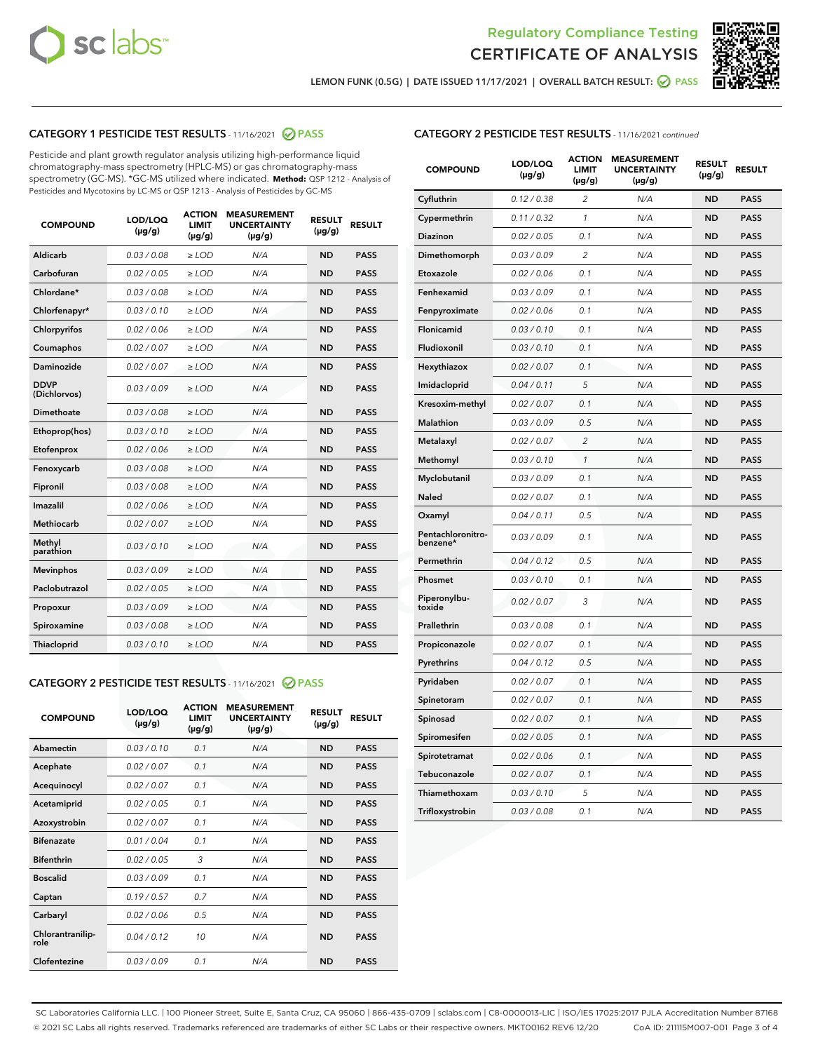LEMON FUNK (0.5G) | DATE ISSUED 11/17/2021 | OVERALL BATCH RESULT: PASS

## CATEGORY 1 PESTICIDE TEST RESULTS - 11/16/2021 PASS

Pesticide and plant growth regulator analysis utilizing high-performance liquid chromatography-mass spectrometry (HPLC-MS) or gas chromatography-mass spectrometry (GC-MS). *GC-MS utilized where indicated. **Method:** QSP 1212 - Analysis of Pesticides and Mycotoxins by LC-MS or QSP 1213 - Analysis of Pesticides by GC-MS

| COMPOUND | LOD/LOQ (µg/g) | ACTION LIMIT (µg/g) | MEASUREMENT UNCERTAINTY (µg/g) | RESULT (µg/g) | RESULT |
|---|---|---|---|---|---|
| Aldicarb | 0.03 / 0.08 | ≥ LOD | N/A | ND | PASS |
| Carbofuran | 0.02 / 0.05 | ≥ LOD | N/A | ND | PASS |
| Chlordane* | 0.03 / 0.08 | ≥ LOD | N/A | ND | PASS |
| Chlorfenapyr* | 0.03 / 0.10 | ≥ LOD | N/A | ND | PASS |
| Chlorpyrifos | 0.02 / 0.06 | ≥ LOD | N/A | ND | PASS |
| Coumaphos | 0.02 / 0.07 | ≥ LOD | N/A | ND | PASS |
| Daminozide | 0.02 / 0.07 | ≥ LOD | N/A | ND | PASS |
| DDVP (Dichlorvos) | 0.03 / 0.09 | ≥ LOD | N/A | ND | PASS |
| Dimethoate | 0.03 / 0.08 | ≥ LOD | N/A | ND | PASS |
| Ethoprop(hos) | 0.03 / 0.10 | ≥ LOD | N/A | ND | PASS |
| Etofenprox | 0.02 / 0.06 | ≥ LOD | N/A | ND | PASS |
| Fenoxycarb | 0.03 / 0.08 | ≥ LOD | N/A | ND | PASS |
| Fipronil | 0.03 / 0.08 | ≥ LOD | N/A | ND | PASS |
| Imazalil | 0.02 / 0.06 | ≥ LOD | N/A | ND | PASS |
| Methiocarb | 0.02 / 0.07 | ≥ LOD | N/A | ND | PASS |
| Methyl parathion | 0.03 / 0.10 | ≥ LOD | N/A | ND | PASS |
| Mevinphos | 0.03 / 0.09 | ≥ LOD | N/A | ND | PASS |
| Paclobutrazol | 0.02 / 0.05 | ≥ LOD | N/A | ND | PASS |
| Propoxur | 0.03 / 0.09 | ≥ LOD | N/A | ND | PASS |
| Spiroxamine | 0.03 / 0.08 | ≥ LOD | N/A | ND | PASS |
| Thiacloprid | 0.03 / 0.10 | ≥ LOD | N/A | ND | PASS |

## CATEGORY 2 PESTICIDE TEST RESULTS - 11/16/2021 PASS

| COMPOUND | LOD/LOQ (µg/g) | ACTION LIMIT (µg/g) | MEASUREMENT UNCERTAINTY (µg/g) | RESULT (µg/g) | RESULT |
|---|---|---|---|---|---|
| Abamectin | 0.03 / 0.10 | 0.1 | N/A | ND | PASS |
| Acephate | 0.02 / 0.07 | 0.1 | N/A | ND | PASS |
| Acequinocyl | 0.02 / 0.07 | 0.1 | N/A | ND | PASS |
| Acetamiprid | 0.02 / 0.05 | 0.1 | N/A | ND | PASS |
| Azoxystrobin | 0.02 / 0.07 | 0.1 | N/A | ND | PASS |
| Bifenazate | 0.01 / 0.04 | 0.1 | N/A | ND | PASS |
| Bifenthrin | 0.02 / 0.05 | 3 | N/A | ND | PASS |
| Boscalid | 0.03 / 0.09 | 0.1 | N/A | ND | PASS |
| Captan | 0.19 / 0.57 | 0.7 | N/A | ND | PASS |
| Carbaryl | 0.02 / 0.06 | 0.5 | N/A | ND | PASS |
| Chlorantraniliprole | 0.04 / 0.12 | 10 | N/A | ND | PASS |
| Clofentezine | 0.03 / 0.09 | 0.1 | N/A | ND | PASS |
| Cyfluthrin | 0.12 / 0.38 | 2 | N/A | ND | PASS |
| Cypermethrin | 0.11 / 0.32 | 1 | N/A | ND | PASS |
| Diazinon | 0.02 / 0.05 | 0.1 | N/A | ND | PASS |
| Dimethomorph | 0.03 / 0.09 | 2 | N/A | ND | PASS |
| Etoxazole | 0.02 / 0.06 | 0.1 | N/A | ND | PASS |
| Fenhexamid | 0.03 / 0.09 | 0.1 | N/A | ND | PASS |
| Fenpyroximate | 0.02 / 0.06 | 0.1 | N/A | ND | PASS |
| Flonicamid | 0.03 / 0.10 | 0.1 | N/A | ND | PASS |
| Fludioxonil | 0.03 / 0.10 | 0.1 | N/A | ND | PASS |
| Hexythiazox | 0.02 / 0.07 | 0.1 | N/A | ND | PASS |
| Imidacloprid | 0.04 / 0.11 | 5 | N/A | ND | PASS |
| Kresoxim-methyl | 0.02 / 0.07 | 0.1 | N/A | ND | PASS |
| Malathion | 0.03 / 0.09 | 0.5 | N/A | ND | PASS |
| Metalaxyl | 0.02 / 0.07 | 2 | N/A | ND | PASS |
| Methomyl | 0.03 / 0.10 | 1 | N/A | ND | PASS |
| Myclobutanil | 0.03 / 0.09 | 0.1 | N/A | ND | PASS |
| Naled | 0.02 / 0.07 | 0.1 | N/A | ND | PASS |
| Oxamyl | 0.04 / 0.11 | 0.5 | N/A | ND | PASS |
| Pentachloronitrobenzene* | 0.03 / 0.09 | 0.1 | N/A | ND | PASS |
| Permethrin | 0.04 / 0.12 | 0.5 | N/A | ND | PASS |
| Phosmet | 0.03 / 0.10 | 0.1 | N/A | ND | PASS |
| Piperonylbutoxide | 0.02 / 0.07 | 3 | N/A | ND | PASS |
| Prallethrin | 0.03 / 0.08 | 0.1 | N/A | ND | PASS |
| Propiconazole | 0.02 / 0.07 | 0.1 | N/A | ND | PASS |
| Pyrethrins | 0.04 / 0.12 | 0.5 | N/A | ND | PASS |
| Pyridaben | 0.02 / 0.07 | 0.1 | N/A | ND | PASS |
| Spinetoram | 0.02 / 0.07 | 0.1 | N/A | ND | PASS |
| Spinosad | 0.02 / 0.07 | 0.1 | N/A | ND | PASS |
| Spiromesifen | 0.02 / 0.05 | 0.1 | N/A | ND | PASS |
| Spirotetramat | 0.02 / 0.06 | 0.1 | N/A | ND | PASS |
| Tebuconazole | 0.02 / 0.07 | 0.1 | N/A | ND | PASS |
| Thiamethoxam | 0.03 / 0.10 | 5 | N/A | ND | PASS |
| Trifloxystrobin | 0.03 / 0.08 | 0.1 | N/A | ND | PASS |

SC Laboratories California LLC. | 100 Pioneer Street, Suite E, Santa Cruz, CA 95060 | 866-435-0709 | sclabs.com | C8-0000013-LIC | ISO/IES 17025:2017 PJLA Accreditation Number 87168
© 2021 SC Labs all rights reserved. Trademarks referenced are trademarks of either SC Labs or their respective owners. MKT00162 REV6 12/20 CoA ID: 211115M007-001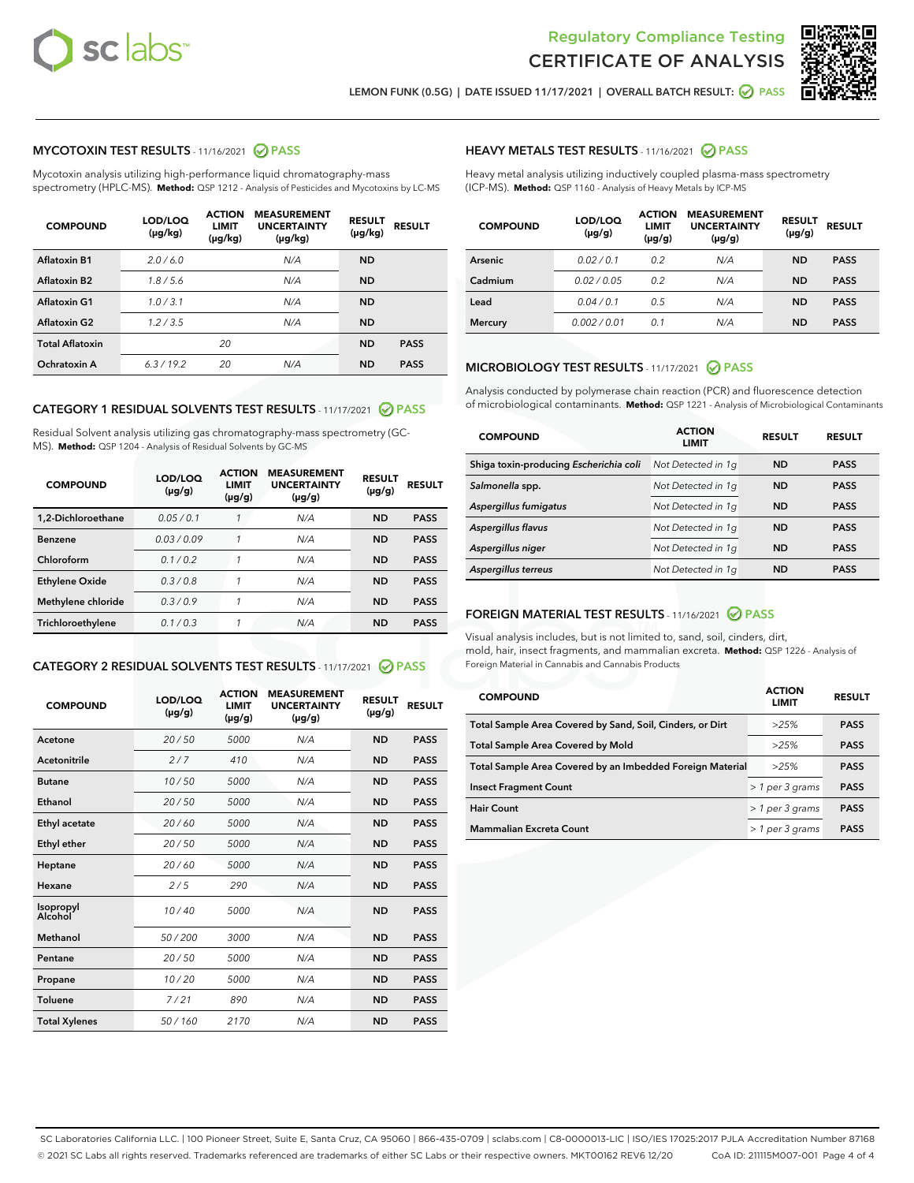Regulatory Compliance Testing
# CERTIFICATE OF ANALYSIS

LEMON FUNK (0.5G) | DATE ISSUED 11/17/2021 | OVERALL BATCH RESULT: PASS

## MYCOTOXIN TEST RESULTS - 11/16/2021 PASS

Mycotoxin analysis utilizing high-performance liquid chromatography-mass spectrometry (HPLC-MS). **Method:** QSP 1212 - Analysis of Pesticides and Mycotoxins by LC-MS

| COMPOUND | LOD/LOQ (μg/kg) | ACTION LIMIT (μg/kg) | MEASUREMENT UNCERTAINTY (μg/kg) | RESULT (μg/kg) | RESULT |
|---|---|---|---|---|---|
| Aflatoxin B1 | 2.0 / 6.0 | | N/A | ND | |
| Aflatoxin B2 | 1.8 / 5.6 | | N/A | ND | |
| Aflatoxin G1 | 1.0 / 3.1 | | N/A | ND | |
| Aflatoxin G2 | 1.2 / 3.5 | | N/A | ND | |
| Total Aflatoxin | | 20 | | ND | PASS |
| Ochratoxin A | 6.3 / 19.2 | 20 | N/A | ND | PASS |

## CATEGORY 1 RESIDUAL SOLVENTS TEST RESULTS - 11/17/2021 PASS

Residual Solvent analysis utilizing gas chromatography-mass spectrometry (GC-MS). **Method:** QSP 1204 - Analysis of Residual Solvents by GC-MS

| COMPOUND | LOD/LOQ (μg/g) | ACTION LIMIT (μg/g) | MEASUREMENT UNCERTAINTY (μg/g) | RESULT (μg/g) | RESULT |
|---|---|---|---|---|---|
| 1,2-Dichloroethane | 0.05 / 0.1 | 1 | N/A | ND | PASS |
| Benzene | 0.03 / 0.09 | 1 | N/A | ND | PASS |
| Chloroform | 0.1 / 0.2 | 1 | N/A | ND | PASS |
| Ethylene Oxide | 0.3 / 0.8 | 1 | N/A | ND | PASS |
| Methylene chloride | 0.3 / 0.9 | 1 | N/A | ND | PASS |
| Trichloroethylene | 0.1 / 0.3 | 1 | N/A | ND | PASS |

## CATEGORY 2 RESIDUAL SOLVENTS TEST RESULTS - 11/17/2021 PASS

| COMPOUND | LOD/LOQ (μg/g) | ACTION LIMIT (μg/g) | MEASUREMENT UNCERTAINTY (μg/g) | RESULT (μg/g) | RESULT |
|---|---|---|---|---|---|
| Acetone | 20 / 50 | 5000 | N/A | ND | PASS |
| Acetonitrile | 2 / 7 | 410 | N/A | ND | PASS |
| Butane | 10 / 50 | 5000 | N/A | ND | PASS |
| Ethanol | 20 / 50 | 5000 | N/A | ND | PASS |
| Ethyl acetate | 20 / 60 | 5000 | N/A | ND | PASS |
| Ethyl ether | 20 / 50 | 5000 | N/A | ND | PASS |
| Heptane | 20 / 60 | 5000 | N/A | ND | PASS |
| Hexane | 2 / 5 | 290 | N/A | ND | PASS |
| Isopropyl Alcohol | 10 / 40 | 5000 | N/A | ND | PASS |
| Methanol | 50 / 200 | 3000 | N/A | ND | PASS |
| Pentane | 20 / 50 | 5000 | N/A | ND | PASS |
| Propane | 10 / 20 | 5000 | N/A | ND | PASS |
| Toluene | 7 / 21 | 890 | N/A | ND | PASS |
| Total Xylenes | 50 / 160 | 2170 | N/A | ND | PASS |

## HEAVY METALS TEST RESULTS - 11/16/2021 PASS

Heavy metal analysis utilizing inductively coupled plasma-mass spectrometry (ICP-MS). **Method:** QSP 1160 - Analysis of Heavy Metals by ICP-MS

| COMPOUND | LOD/LOQ (μg/g) | ACTION LIMIT (μg/g) | MEASUREMENT UNCERTAINTY (μg/g) | RESULT (μg/g) | RESULT |
|---|---|---|---|---|---|
| Arsenic | 0.02 / 0.1 | 0.2 | N/A | ND | PASS |
| Cadmium | 0.02 / 0.05 | 0.2 | N/A | ND | PASS |
| Lead | 0.04 / 0.1 | 0.5 | N/A | ND | PASS |
| Mercury | 0.002 / 0.01 | 0.1 | N/A | ND | PASS |

## MICROBIOLOGY TEST RESULTS - 11/17/2021 PASS

Analysis conducted by polymerase chain reaction (PCR) and fluorescence detection of microbiological contaminants. **Method:** QSP 1221 - Analysis of Microbiological Contaminants

| COMPOUND | ACTION LIMIT | RESULT | RESULT |
|---|---|---|---|
| Shiga toxin-producing *Escherichia coli* | Not Detected in 1g | ND | PASS |
| *Salmonella* spp. | Not Detected in 1g | ND | PASS |
| *Aspergillus fumigatus* | Not Detected in 1g | ND | PASS |
| *Aspergillus flavus* | Not Detected in 1g | ND | PASS |
| *Aspergillus niger* | Not Detected in 1g | ND | PASS |
| *Aspergillus terreus* | Not Detected in 1g | ND | PASS |

## FOREIGN MATERIAL TEST RESULTS - 11/16/2021 PASS

Visual analysis includes, but is not limited to, sand, soil, cinders, dirt, mold, hair, insect fragments, and mammalian excreta. **Method:** QSP 1226 - Analysis of Foreign Material in Cannabis and Cannabis Products

| COMPOUND | ACTION LIMIT | RESULT |
|---|---|---|
| Total Sample Area Covered by Sand, Soil, Cinders, or Dirt | >25% | PASS |
| Total Sample Area Covered by Mold | >25% | PASS |
| Total Sample Area Covered by an Imbedded Foreign Material | >25% | PASS |
| Insect Fragment Count | > 1 per 3 grams | PASS |
| Hair Count | > 1 per 3 grams | PASS |
| Mammalian Excreta Count | > 1 per 3 grams | PASS |

SC Laboratories California LLC. | 100 Pioneer Street, Suite E, Santa Cruz, CA 95060 | 866-435-0709 | sclabs.com | C8-0000013-LIC | ISO/IES 17025:2017 PJLA Accreditation Number 87168
© 2021 SC Labs all rights reserved. Trademarks referenced are trademarks of either SC Labs or their respective owners. MKT00162 REV6 12/20 CoA ID: 211115M007-001